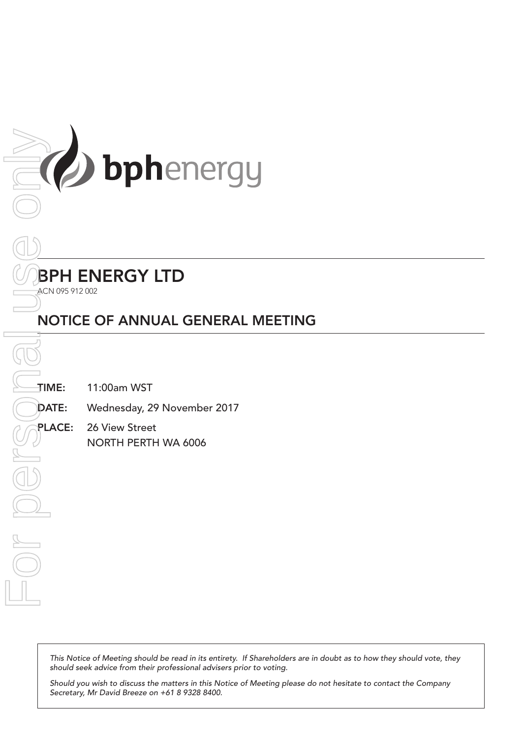# BPH ENERGY LTD

ACN 095 912 002

## NOTICE OF ANNUAL GENERAL MEETING

**TIME:** 11:00am WST

**DATE:** Wednesday, 29 November 2017

**PLACE:** 26 View Street
NORTH PERTH WA 6006

*This Notice of Meeting should be read in its entirety. If Shareholders are in doubt as to how they should vote, they should seek advice from their professional advisers prior to voting.*

*Should you wish to discuss the matters in this Notice of Meeting please do not hesitate to contact the Company Secretary, Mr David Breeze on +61 8 9328 8400.*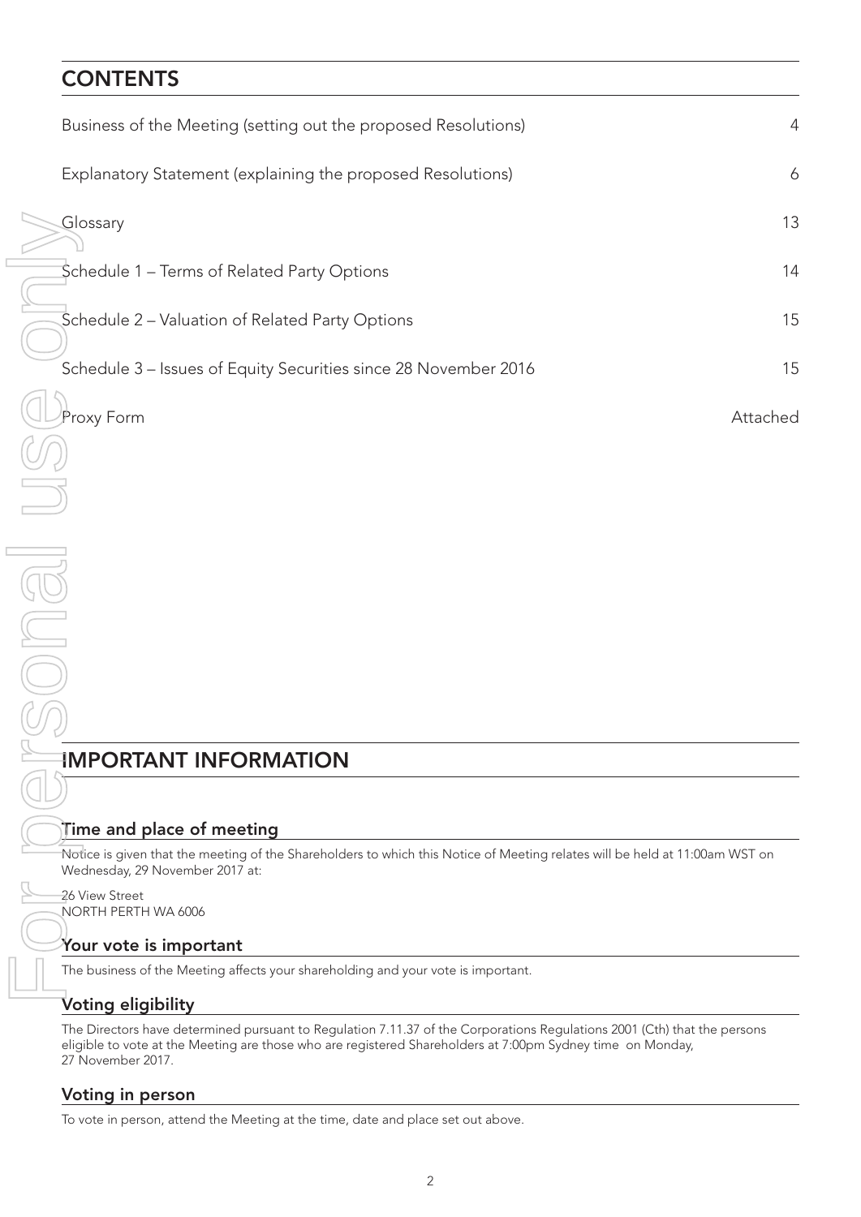# CONTENTS

| | |
|---|---|
| Business of the Meeting (setting out the proposed Resolutions) | 4 |
| Explanatory Statement (explaining the proposed Resolutions) | 6 |
| Glossary | 13 |
| Schedule 1 – Terms of Related Party Options | 14 |
| Schedule 2 – Valuation of Related Party Options | 15 |
| Schedule 3 – Issues of Equity Securities since 28 November 2016 | 15 |
| Proxy Form | Attached |

# IMPORTANT INFORMATION

## Time and place of meeting

Notice is given that the meeting of the Shareholders to which this Notice of Meeting relates will be held at 11:00am WST on Wednesday, 29 November 2017 at:

26 View Street
NORTH PERTH WA 6006

## Your vote is important

The business of the Meeting affects your shareholding and your vote is important.

## Voting eligibility

The Directors have determined pursuant to Regulation 7.11.37 of the Corporations Regulations 2001 (Cth) that the persons eligible to vote at the Meeting are those who are registered Shareholders at 7:00pm Sydney time on Monday, 27 November 2017.

## Voting in person

To vote in person, attend the Meeting at the time, date and place set out above.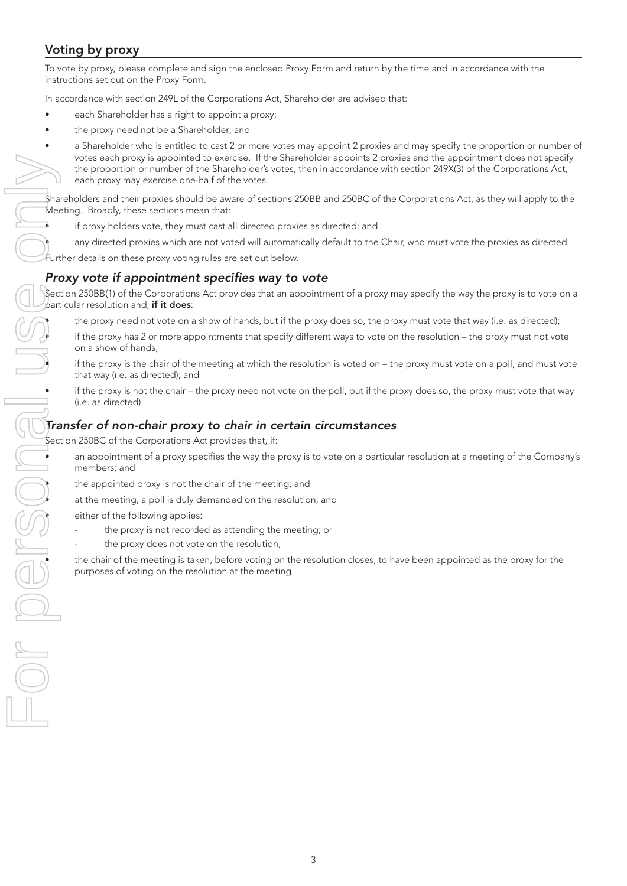## Voting by proxy

To vote by proxy, please complete and sign the enclosed Proxy Form and return by the time and in accordance with the instructions set out on the Proxy Form.

In accordance with section 249L of the Corporations Act, Shareholder are advised that:

- each Shareholder has a right to appoint a proxy;
- the proxy need not be a Shareholder; and
- a Shareholder who is entitled to cast 2 or more votes may appoint 2 proxies and may specify the proportion or number of votes each proxy is appointed to exercise. If the Shareholder appoints 2 proxies and the appointment does not specify the proportion or number of the Shareholder's votes, then in accordance with section 249X(3) of the Corporations Act, each proxy may exercise one-half of the votes.

Shareholders and their proxies should be aware of sections 250BB and 250BC of the Corporations Act, as they will apply to the Meeting. Broadly, these sections mean that:

- if proxy holders vote, they must cast all directed proxies as directed; and
- any directed proxies which are not voted will automatically default to the Chair, who must vote the proxies as directed.

Further details on these proxy voting rules are set out below.

### *Proxy vote if appointment specifies way to vote*

Section 250BB(1) of the Corporations Act provides that an appointment of a proxy may specify the way the proxy is to vote on a particular resolution and, **if it does**:

- the proxy need not vote on a show of hands, but if the proxy does so, the proxy must vote that way (i.e. as directed);
- if the proxy has 2 or more appointments that specify different ways to vote on the resolution – the proxy must not vote on a show of hands;
- if the proxy is the chair of the meeting at which the resolution is voted on – the proxy must vote on a poll, and must vote that way (i.e. as directed); and
- if the proxy is not the chair – the proxy need not vote on the poll, but if the proxy does so, the proxy must vote that way (i.e. as directed).

### *Transfer of non-chair proxy to chair in certain circumstances*

Section 250BC of the Corporations Act provides that, if:

- an appointment of a proxy specifies the way the proxy is to vote on a particular resolution at a meeting of the Company's members; and
- the appointed proxy is not the chair of the meeting; and
- at the meeting, a poll is duly demanded on the resolution; and
- either of the following applies:
  - the proxy is not recorded as attending the meeting; or
  - the proxy does not vote on the resolution,
- the chair of the meeting is taken, before voting on the resolution closes, to have been appointed as the proxy for the purposes of voting on the resolution at the meeting.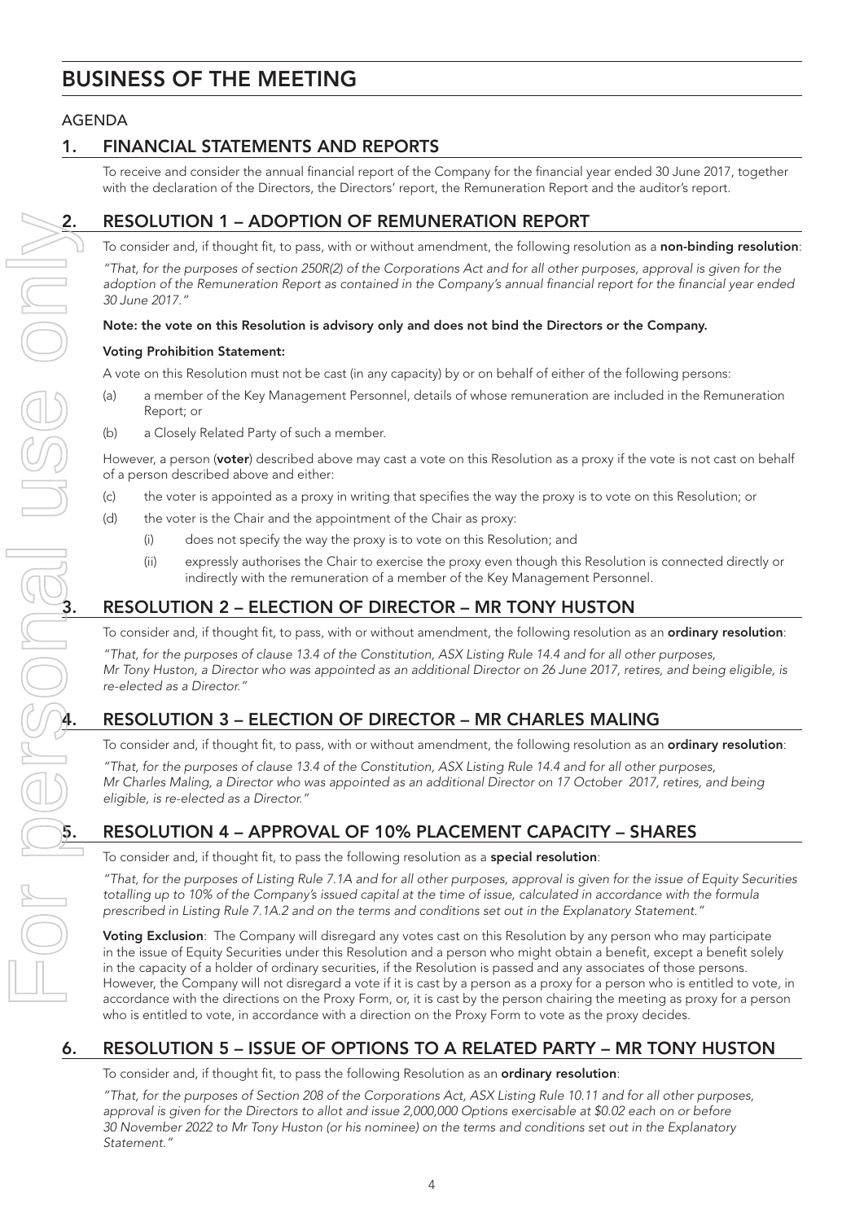# BUSINESS OF THE MEETING

AGENDA

## 1. FINANCIAL STATEMENTS AND REPORTS

To receive and consider the annual financial report of the Company for the financial year ended 30 June 2017, together with the declaration of the Directors, the Directors' report, the Remuneration Report and the auditor's report.

## 2. RESOLUTION 1 – ADOPTION OF REMUNERATION REPORT

To consider and, if thought fit, to pass, with or without amendment, the following resolution as a **non-binding resolution**:

*"That, for the purposes of section 250R(2) of the Corporations Act and for all other purposes, approval is given for the adoption of the Remuneration Report as contained in the Company's annual financial report for the financial year ended 30 June 2017."*

**Note: the vote on this Resolution is advisory only and does not bind the Directors or the Company.**

**Voting Prohibition Statement:**

A vote on this Resolution must not be cast (in any capacity) by or on behalf of either of the following persons:

(a) a member of the Key Management Personnel, details of whose remuneration are included in the Remuneration Report; or

(b) a Closely Related Party of such a member.

However, a person (**voter**) described above may cast a vote on this Resolution as a proxy if the vote is not cast on behalf of a person described above and either:

(c) the voter is appointed as a proxy in writing that specifies the way the proxy is to vote on this Resolution; or

(d) the voter is the Chair and the appointment of the Chair as proxy:

   (i) does not specify the way the proxy is to vote on this Resolution; and

   (ii) expressly authorises the Chair to exercise the proxy even though this Resolution is connected directly or indirectly with the remuneration of a member of the Key Management Personnel.

## 3. RESOLUTION 2 – ELECTION OF DIRECTOR – MR TONY HUSTON

To consider and, if thought fit, to pass, with or without amendment, the following resolution as an **ordinary resolution**:

*"That, for the purposes of clause 13.4 of the Constitution, ASX Listing Rule 14.4 and for all other purposes, Mr Tony Huston, a Director who was appointed as an additional Director on 26 June 2017, retires, and being eligible, is re-elected as a Director."*

## 4. RESOLUTION 3 – ELECTION OF DIRECTOR – MR CHARLES MALING

To consider and, if thought fit, to pass, with or without amendment, the following resolution as an **ordinary resolution**:

*"That, for the purposes of clause 13.4 of the Constitution, ASX Listing Rule 14.4 and for all other purposes, Mr Charles Maling, a Director who was appointed as an additional Director on 17 October 2017, retires, and being eligible, is re-elected as a Director."*

## 5. RESOLUTION 4 – APPROVAL OF 10% PLACEMENT CAPACITY – SHARES

To consider and, if thought fit, to pass the following resolution as a **special resolution**:

*"That, for the purposes of Listing Rule 7.1A and for all other purposes, approval is given for the issue of Equity Securities totalling up to 10% of the Company's issued capital at the time of issue, calculated in accordance with the formula prescribed in Listing Rule 7.1A.2 and on the terms and conditions set out in the Explanatory Statement."*

**Voting Exclusion**: The Company will disregard any votes cast on this Resolution by any person who may participate in the issue of Equity Securities under this Resolution and a person who might obtain a benefit, except a benefit solely in the capacity of a holder of ordinary securities, if the Resolution is passed and any associates of those persons. However, the Company will not disregard a vote if it is cast by a person as a proxy for a person who is entitled to vote, in accordance with the directions on the Proxy Form, or, it is cast by the person chairing the meeting as proxy for a person who is entitled to vote, in accordance with a direction on the Proxy Form to vote as the proxy decides.

## 6. RESOLUTION 5 – ISSUE OF OPTIONS TO A RELATED PARTY – MR TONY HUSTON

To consider and, if thought fit, to pass the following Resolution as an **ordinary resolution**:

*"That, for the purposes of Section 208 of the Corporations Act, ASX Listing Rule 10.11 and for all other purposes, approval is given for the Directors to allot and issue 2,000,000 Options exercisable at $0.02 each on or before 30 November 2022 to Mr Tony Huston (or his nominee) on the terms and conditions set out in the Explanatory Statement."*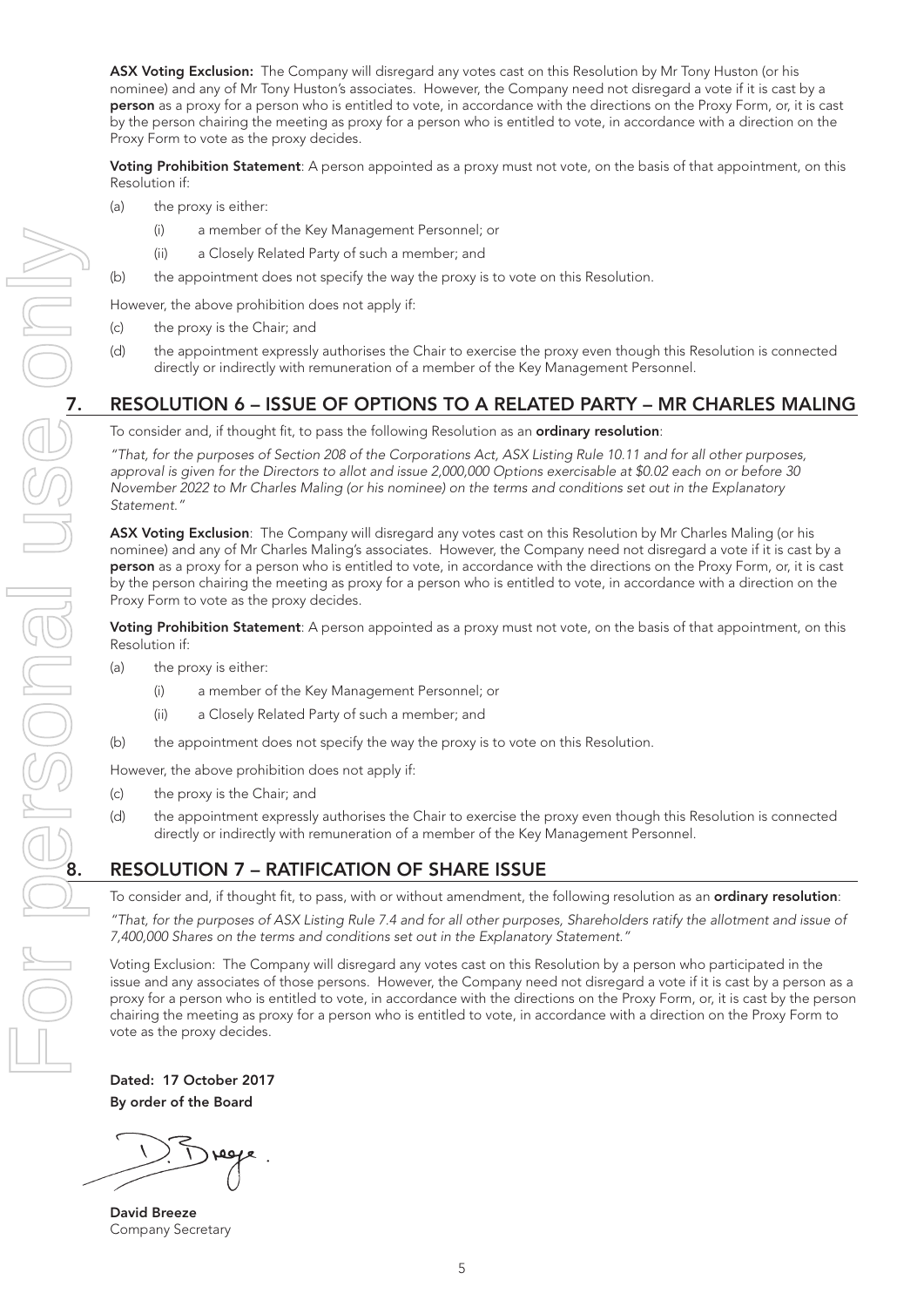**ASX Voting Exclusion:** The Company will disregard any votes cast on this Resolution by Mr Tony Huston (or his nominee) and any of Mr Tony Huston's associates. However, the Company need not disregard a vote if it is cast by a **person** as a proxy for a person who is entitled to vote, in accordance with the directions on the Proxy Form, or, it is cast by the person chairing the meeting as proxy for a person who is entitled to vote, in accordance with a direction on the Proxy Form to vote as the proxy decides.

**Voting Prohibition Statement**: A person appointed as a proxy must not vote, on the basis of that appointment, on this Resolution if:

(a) the proxy is either:

 (i) a member of the Key Management Personnel; or

 (ii) a Closely Related Party of such a member; and

(b) the appointment does not specify the way the proxy is to vote on this Resolution.

However, the above prohibition does not apply if:

(c) the proxy is the Chair; and

(d) the appointment expressly authorises the Chair to exercise the proxy even though this Resolution is connected directly or indirectly with remuneration of a member of the Key Management Personnel.

## 7. RESOLUTION 6 – ISSUE OF OPTIONS TO A RELATED PARTY – MR CHARLES MALING

To consider and, if thought fit, to pass the following Resolution as an **ordinary resolution**:

*"That, for the purposes of Section 208 of the Corporations Act, ASX Listing Rule 10.11 and for all other purposes, approval is given for the Directors to allot and issue 2,000,000 Options exercisable at $0.02 each on or before 30 November 2022 to Mr Charles Maling (or his nominee) on the terms and conditions set out in the Explanatory Statement."*

**ASX Voting Exclusion**: The Company will disregard any votes cast on this Resolution by Mr Charles Maling (or his nominee) and any of Mr Charles Maling's associates. However, the Company need not disregard a vote if it is cast by a **person** as a proxy for a person who is entitled to vote, in accordance with the directions on the Proxy Form, or, it is cast by the person chairing the meeting as proxy for a person who is entitled to vote, in accordance with a direction on the Proxy Form to vote as the proxy decides.

**Voting Prohibition Statement**: A person appointed as a proxy must not vote, on the basis of that appointment, on this Resolution if:

(a) the proxy is either:

 (i) a member of the Key Management Personnel; or

 (ii) a Closely Related Party of such a member; and

(b) the appointment does not specify the way the proxy is to vote on this Resolution.

However, the above prohibition does not apply if:

(c) the proxy is the Chair; and

(d) the appointment expressly authorises the Chair to exercise the proxy even though this Resolution is connected directly or indirectly with remuneration of a member of the Key Management Personnel.

## 8. RESOLUTION 7 – RATIFICATION OF SHARE ISSUE

To consider and, if thought fit, to pass, with or without amendment, the following resolution as an **ordinary resolution**:

*"That, for the purposes of ASX Listing Rule 7.4 and for all other purposes, Shareholders ratify the allotment and issue of 7,400,000 Shares on the terms and conditions set out in the Explanatory Statement."*

Voting Exclusion: The Company will disregard any votes cast on this Resolution by a person who participated in the issue and any associates of those persons. However, the Company need not disregard a vote if it is cast by a person as a proxy for a person who is entitled to vote, in accordance with the directions on the Proxy Form, or, it is cast by the person chairing the meeting as proxy for a person who is entitled to vote, in accordance with a direction on the Proxy Form to vote as the proxy decides.

**Dated: 17 October 2017**
**By order of the Board**

**David Breeze**
Company Secretary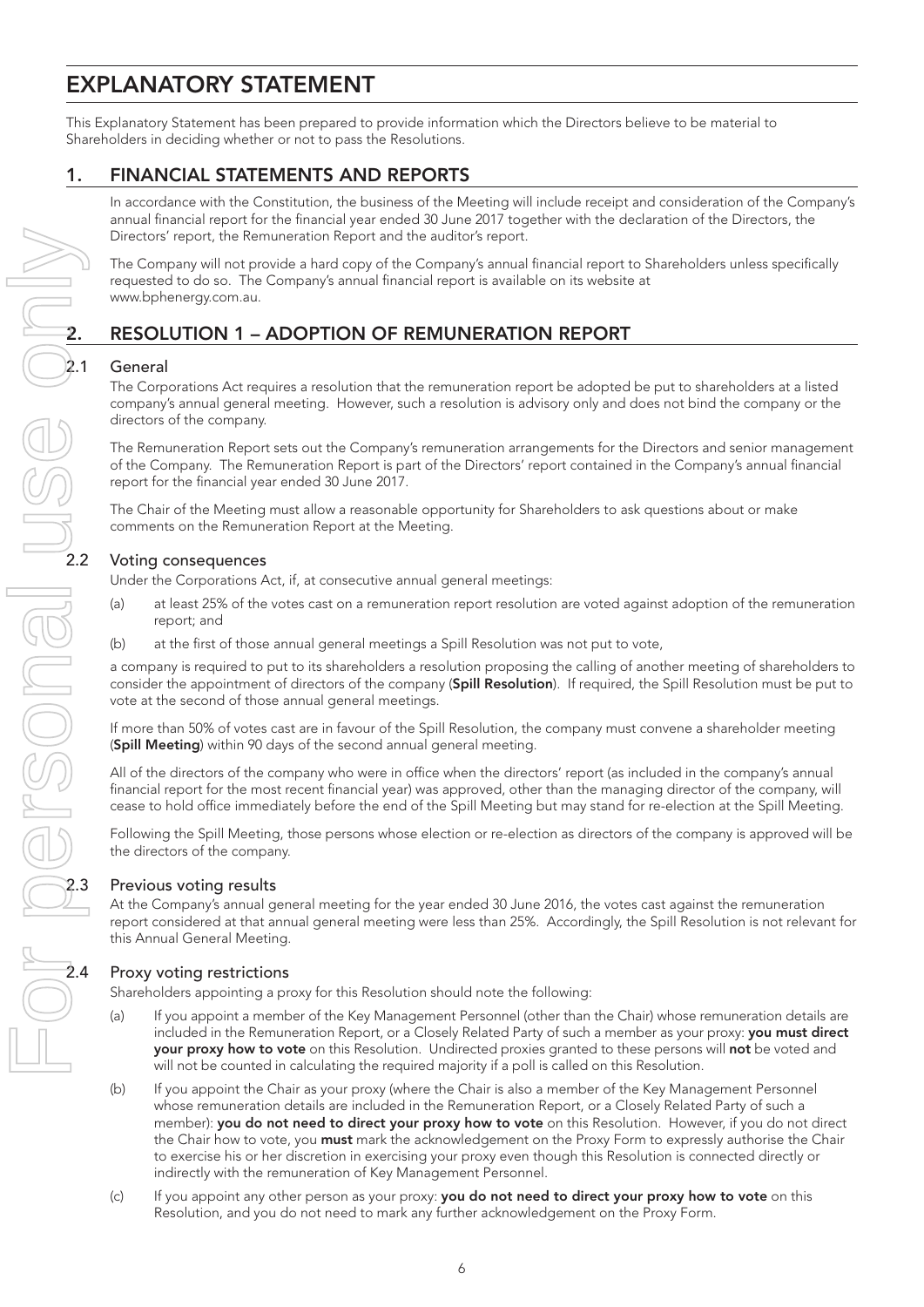# EXPLANATORY STATEMENT

This Explanatory Statement has been prepared to provide information which the Directors believe to be material to Shareholders in deciding whether or not to pass the Resolutions.

## 1. FINANCIAL STATEMENTS AND REPORTS

In accordance with the Constitution, the business of the Meeting will include receipt and consideration of the Company's annual financial report for the financial year ended 30 June 2017 together with the declaration of the Directors, the Directors' report, the Remuneration Report and the auditor's report.

The Company will not provide a hard copy of the Company's annual financial report to Shareholders unless specifically requested to do so. The Company's annual financial report is available on its website at www.bphenergy.com.au.

## 2. RESOLUTION 1 – ADOPTION OF REMUNERATION REPORT

### 2.1 General

The Corporations Act requires a resolution that the remuneration report be adopted be put to shareholders at a listed company's annual general meeting. However, such a resolution is advisory only and does not bind the company or the directors of the company.

The Remuneration Report sets out the Company's remuneration arrangements for the Directors and senior management of the Company. The Remuneration Report is part of the Directors' report contained in the Company's annual financial report for the financial year ended 30 June 2017.

The Chair of the Meeting must allow a reasonable opportunity for Shareholders to ask questions about or make comments on the Remuneration Report at the Meeting.

### 2.2 Voting consequences

Under the Corporations Act, if, at consecutive annual general meetings:

(a) at least 25% of the votes cast on a remuneration report resolution are voted against adoption of the remuneration report; and

(b) at the first of those annual general meetings a Spill Resolution was not put to vote,

a company is required to put to its shareholders a resolution proposing the calling of another meeting of shareholders to consider the appointment of directors of the company (**Spill Resolution**). If required, the Spill Resolution must be put to vote at the second of those annual general meetings.

If more than 50% of votes cast are in favour of the Spill Resolution, the company must convene a shareholder meeting (**Spill Meeting**) within 90 days of the second annual general meeting.

All of the directors of the company who were in office when the directors' report (as included in the company's annual financial report for the most recent financial year) was approved, other than the managing director of the company, will cease to hold office immediately before the end of the Spill Meeting but may stand for re-election at the Spill Meeting.

Following the Spill Meeting, those persons whose election or re-election as directors of the company is approved will be the directors of the company.

### 2.3 Previous voting results

At the Company's annual general meeting for the year ended 30 June 2016, the votes cast against the remuneration report considered at that annual general meeting were less than 25%. Accordingly, the Spill Resolution is not relevant for this Annual General Meeting.

### 2.4 Proxy voting restrictions

Shareholders appointing a proxy for this Resolution should note the following:

(a) If you appoint a member of the Key Management Personnel (other than the Chair) whose remuneration details are included in the Remuneration Report, or a Closely Related Party of such a member as your proxy: **you must direct your proxy how to vote** on this Resolution. Undirected proxies granted to these persons will **not** be voted and will not be counted in calculating the required majority if a poll is called on this Resolution.

(b) If you appoint the Chair as your proxy (where the Chair is also a member of the Key Management Personnel whose remuneration details are included in the Remuneration Report, or a Closely Related Party of such a member): **you do not need to direct your proxy how to vote** on this Resolution. However, if you do not direct the Chair how to vote, you **must** mark the acknowledgement on the Proxy Form to expressly authorise the Chair to exercise his or her discretion in exercising your proxy even though this Resolution is connected directly or indirectly with the remuneration of Key Management Personnel.

(c) If you appoint any other person as your proxy: **you do not need to direct your proxy how to vote** on this Resolution, and you do not need to mark any further acknowledgement on the Proxy Form.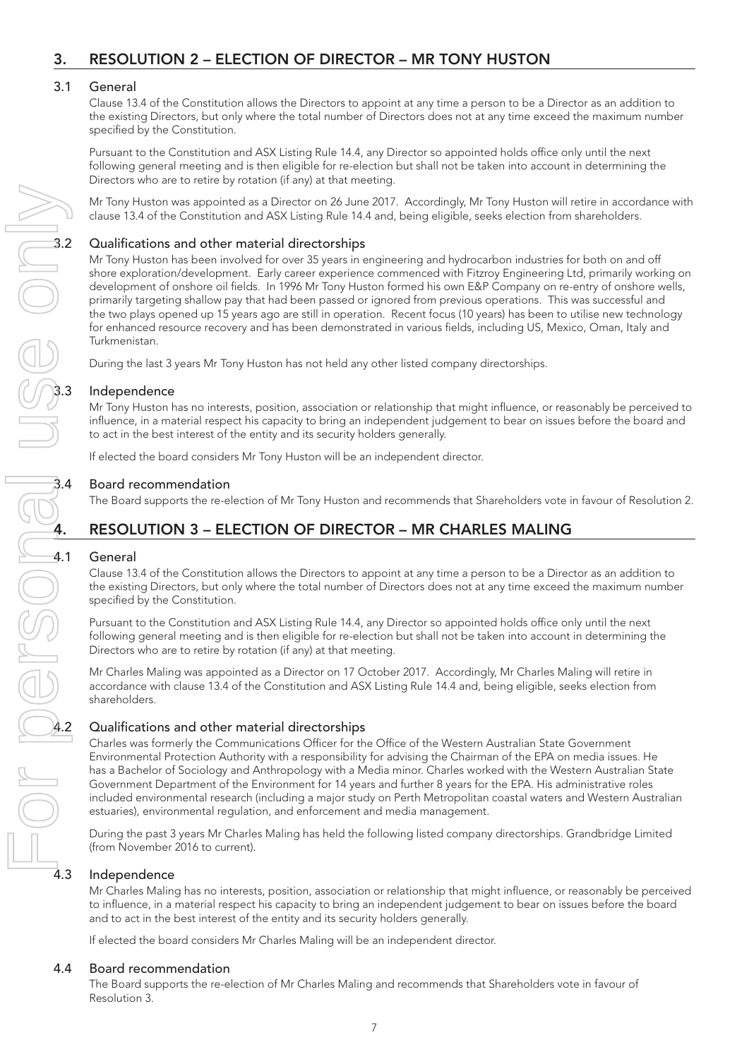## 3. RESOLUTION 2 – ELECTION OF DIRECTOR – MR TONY HUSTON

### 3.1 General

Clause 13.4 of the Constitution allows the Directors to appoint at any time a person to be a Director as an addition to the existing Directors, but only where the total number of Directors does not at any time exceed the maximum number specified by the Constitution.

Pursuant to the Constitution and ASX Listing Rule 14.4, any Director so appointed holds office only until the next following general meeting and is then eligible for re-election but shall not be taken into account in determining the Directors who are to retire by rotation (if any) at that meeting.

Mr Tony Huston was appointed as a Director on 26 June 2017. Accordingly, Mr Tony Huston will retire in accordance with clause 13.4 of the Constitution and ASX Listing Rule 14.4 and, being eligible, seeks election from shareholders.

### 3.2 Qualifications and other material directorships

Mr Tony Huston has been involved for over 35 years in engineering and hydrocarbon industries for both on and off shore exploration/development. Early career experience commenced with Fitzroy Engineering Ltd, primarily working on development of onshore oil fields. In 1996 Mr Tony Huston formed his own E&P Company on re-entry of onshore wells, primarily targeting shallow pay that had been passed or ignored from previous operations. This was successful and the two plays opened up 15 years ago are still in operation. Recent focus (10 years) has been to utilise new technology for enhanced resource recovery and has been demonstrated in various fields, including US, Mexico, Oman, Italy and Turkmenistan.

During the last 3 years Mr Tony Huston has not held any other listed company directorships.

### 3.3 Independence

Mr Tony Huston has no interests, position, association or relationship that might influence, or reasonably be perceived to influence, in a material respect his capacity to bring an independent judgement to bear on issues before the board and to act in the best interest of the entity and its security holders generally.

If elected the board considers Mr Tony Huston will be an independent director.

### 3.4 Board recommendation

The Board supports the re-election of Mr Tony Huston and recommends that Shareholders vote in favour of Resolution 2.

## 4. RESOLUTION 3 – ELECTION OF DIRECTOR – MR CHARLES MALING

### 4.1 General

Clause 13.4 of the Constitution allows the Directors to appoint at any time a person to be a Director as an addition to the existing Directors, but only where the total number of Directors does not at any time exceed the maximum number specified by the Constitution.

Pursuant to the Constitution and ASX Listing Rule 14.4, any Director so appointed holds office only until the next following general meeting and is then eligible for re-election but shall not be taken into account in determining the Directors who are to retire by rotation (if any) at that meeting.

Mr Charles Maling was appointed as a Director on 17 October 2017. Accordingly, Mr Charles Maling will retire in accordance with clause 13.4 of the Constitution and ASX Listing Rule 14.4 and, being eligible, seeks election from shareholders.

### 4.2 Qualifications and other material directorships

Charles was formerly the Communications Officer for the Office of the Western Australian State Government Environmental Protection Authority with a responsibility for advising the Chairman of the EPA on media issues. He has a Bachelor of Sociology and Anthropology with a Media minor. Charles worked with the Western Australian State Government Department of the Environment for 14 years and further 8 years for the EPA. His administrative roles included environmental research (including a major study on Perth Metropolitan coastal waters and Western Australian estuaries), environmental regulation, and enforcement and media management.

During the past 3 years Mr Charles Maling has held the following listed company directorships. Grandbridge Limited (from November 2016 to current).

### 4.3 Independence

Mr Charles Maling has no interests, position, association or relationship that might influence, or reasonably be perceived to influence, in a material respect his capacity to bring an independent judgement to bear on issues before the board and to act in the best interest of the entity and its security holders generally.

If elected the board considers Mr Charles Maling will be an independent director.

### 4.4 Board recommendation

The Board supports the re-election of Mr Charles Maling and recommends that Shareholders vote in favour of Resolution 3.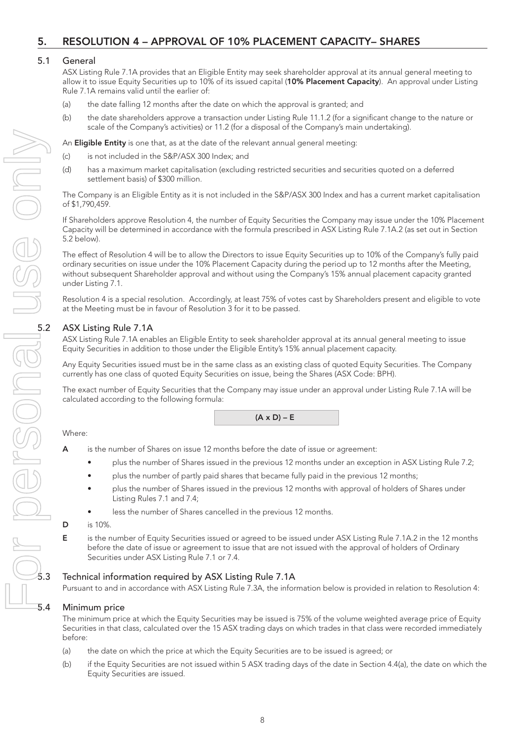## 5. RESOLUTION 4 – APPROVAL OF 10% PLACEMENT CAPACITY– SHARES

### 5.1 General

ASX Listing Rule 7.1A provides that an Eligible Entity may seek shareholder approval at its annual general meeting to allow it to issue Equity Securities up to 10% of its issued capital (**10% Placement Capacity**). An approval under Listing Rule 7.1A remains valid until the earlier of:

(a) the date falling 12 months after the date on which the approval is granted; and

(b) the date shareholders approve a transaction under Listing Rule 11.1.2 (for a significant change to the nature or scale of the Company's activities) or 11.2 (for a disposal of the Company's main undertaking).

An **Eligible Entity** is one that, as at the date of the relevant annual general meeting:

(c) is not included in the S&P/ASX 300 Index; and

(d) has a maximum market capitalisation (excluding restricted securities and securities quoted on a deferred settlement basis) of $300 million.

The Company is an Eligible Entity as it is not included in the S&P/ASX 300 Index and has a current market capitalisation of $1,790,459.

If Shareholders approve Resolution 4, the number of Equity Securities the Company may issue under the 10% Placement Capacity will be determined in accordance with the formula prescribed in ASX Listing Rule 7.1A.2 (as set out in Section 5.2 below).

The effect of Resolution 4 will be to allow the Directors to issue Equity Securities up to 10% of the Company's fully paid ordinary securities on issue under the 10% Placement Capacity during the period up to 12 months after the Meeting, without subsequent Shareholder approval and without using the Company's 15% annual placement capacity granted under Listing 7.1.

Resolution 4 is a special resolution. Accordingly, at least 75% of votes cast by Shareholders present and eligible to vote at the Meeting must be in favour of Resolution 3 for it to be passed.

### 5.2 ASX Listing Rule 7.1A

ASX Listing Rule 7.1A enables an Eligible Entity to seek shareholder approval at its annual general meeting to issue Equity Securities in addition to those under the Eligible Entity's 15% annual placement capacity.

Any Equity Securities issued must be in the same class as an existing class of quoted Equity Securities. The Company currently has one class of quoted Equity Securities on issue, being the Shares (ASX Code: BPH).

The exact number of Equity Securities that the Company may issue under an approval under Listing Rule 7.1A will be calculated according to the following formula:

$$(A \times D) - E$$

Where:

**A** is the number of Shares on issue 12 months before the date of issue or agreement:

- plus the number of Shares issued in the previous 12 months under an exception in ASX Listing Rule 7.2;
- plus the number of partly paid shares that became fully paid in the previous 12 months;
- plus the number of Shares issued in the previous 12 months with approval of holders of Shares under Listing Rules 7.1 and 7.4;
- less the number of Shares cancelled in the previous 12 months.

**D** is 10%.

**E** is the number of Equity Securities issued or agreed to be issued under ASX Listing Rule 7.1A.2 in the 12 months before the date of issue or agreement to issue that are not issued with the approval of holders of Ordinary Securities under ASX Listing Rule 7.1 or 7.4.

### 5.3 Technical information required by ASX Listing Rule 7.1A

Pursuant to and in accordance with ASX Listing Rule 7.3A, the information below is provided in relation to Resolution 4:

### 5.4 Minimum price

The minimum price at which the Equity Securities may be issued is 75% of the volume weighted average price of Equity Securities in that class, calculated over the 15 ASX trading days on which trades in that class were recorded immediately before:

(a) the date on which the price at which the Equity Securities are to be issued is agreed; or

(b) if the Equity Securities are not issued within 5 ASX trading days of the date in Section 4.4(a), the date on which the Equity Securities are issued.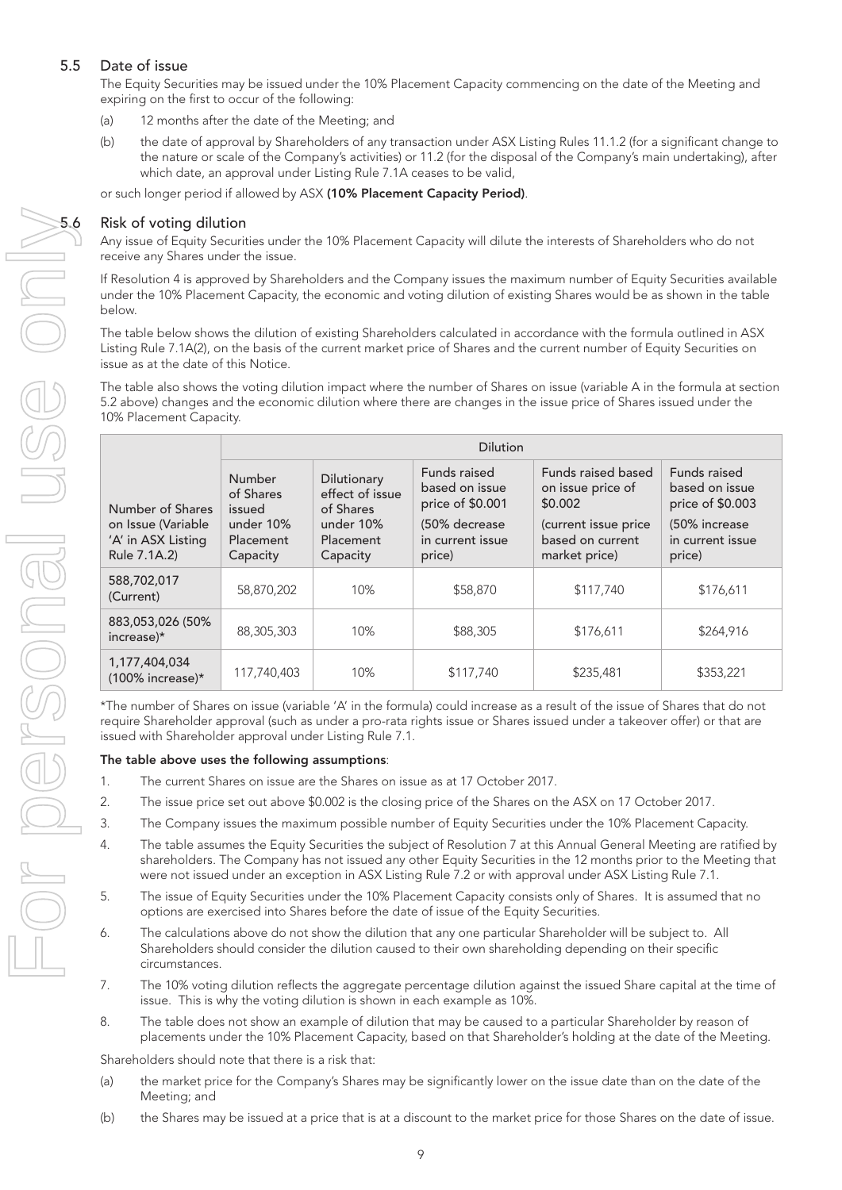### 5.5 Date of issue

The Equity Securities may be issued under the 10% Placement Capacity commencing on the date of the Meeting and expiring on the first to occur of the following:

(a) 12 months after the date of the Meeting; and

(b) the date of approval by Shareholders of any transaction under ASX Listing Rules 11.1.2 (for a significant change to the nature or scale of the Company's activities) or 11.2 (for the disposal of the Company's main undertaking), after which date, an approval under Listing Rule 7.1A ceases to be valid,

or such longer period if allowed by ASX **(10% Placement Capacity Period)**.

### 5.6 Risk of voting dilution

Any issue of Equity Securities under the 10% Placement Capacity will dilute the interests of Shareholders who do not receive any Shares under the issue.

If Resolution 4 is approved by Shareholders and the Company issues the maximum number of Equity Securities available under the 10% Placement Capacity, the economic and voting dilution of existing Shares would be as shown in the table below.

The table below shows the dilution of existing Shareholders calculated in accordance with the formula outlined in ASX Listing Rule 7.1A(2), on the basis of the current market price of Shares and the current number of Equity Securities on issue as at the date of this Notice.

The table also shows the voting dilution impact where the number of Shares on issue (variable A in the formula at section 5.2 above) changes and the economic dilution where there are changes in the issue price of Shares issued under the 10% Placement Capacity.

| | Dilution | | | | |
|---|---|---|---|---|---|
| Number of Shares on Issue (Variable 'A' in ASX Listing Rule 7.1A.2) | Number of Shares issued under 10% Placement Capacity | Dilutionary effect of issue of Shares under 10% Placement Capacity | Funds raised based on issue price of $0.001 (50% decrease in current issue price) | Funds raised based on issue price of $0.002 (current issue price based on current market price) | Funds raised based on issue price of $0.003 (50% increase in current issue price) |
| 588,702,017 (Current) | 58,870,202 | 10% | $58,870 | $117,740 | $176,611 |
| 883,053,026 (50% increase)* | 88,305,303 | 10% | $88,305 | $176,611 | $264,916 |
| 1,177,404,034 (100% increase)* | 117,740,403 | 10% | $117,740 | $235,481 | $353,221 |

*The number of Shares on issue (variable 'A' in the formula) could increase as a result of the issue of Shares that do not require Shareholder approval (such as under a pro-rata rights issue or Shares issued under a takeover offer) or that are issued with Shareholder approval under Listing Rule 7.1.

**The table above uses the following assumptions**:

1. The current Shares on issue are the Shares on issue as at 17 October 2017.
2. The issue price set out above $0.002 is the closing price of the Shares on the ASX on 17 October 2017.
3. The Company issues the maximum possible number of Equity Securities under the 10% Placement Capacity.
4. The table assumes the Equity Securities the subject of Resolution 7 at this Annual General Meeting are ratified by shareholders. The Company has not issued any other Equity Securities in the 12 months prior to the Meeting that were not issued under an exception in ASX Listing Rule 7.2 or with approval under ASX Listing Rule 7.1.
5. The issue of Equity Securities under the 10% Placement Capacity consists only of Shares. It is assumed that no options are exercised into Shares before the date of issue of the Equity Securities.
6. The calculations above do not show the dilution that any one particular Shareholder will be subject to. All Shareholders should consider the dilution caused to their own shareholding depending on their specific circumstances.
7. The 10% voting dilution reflects the aggregate percentage dilution against the issued Share capital at the time of issue. This is why the voting dilution is shown in each example as 10%.
8. The table does not show an example of dilution that may be caused to a particular Shareholder by reason of placements under the 10% Placement Capacity, based on that Shareholder's holding at the date of the Meeting.

Shareholders should note that there is a risk that:

(a) the market price for the Company's Shares may be significantly lower on the issue date than on the date of the Meeting; and

(b) the Shares may be issued at a price that is at a discount to the market price for those Shares on the date of issue.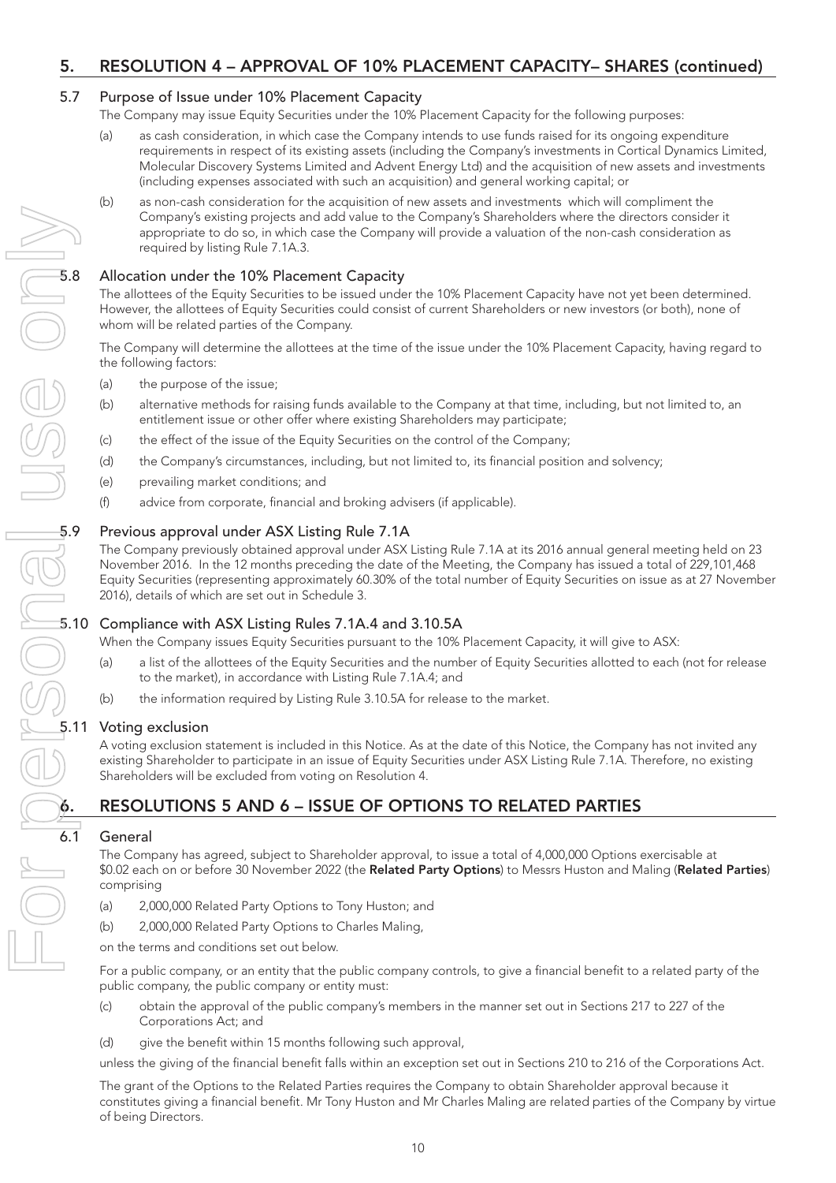## 5. RESOLUTION 4 – APPROVAL OF 10% PLACEMENT CAPACITY– SHARES (continued)

### 5.7 Purpose of Issue under 10% Placement Capacity

The Company may issue Equity Securities under the 10% Placement Capacity for the following purposes:

(a) as cash consideration, in which case the Company intends to use funds raised for its ongoing expenditure requirements in respect of its existing assets (including the Company's investments in Cortical Dynamics Limited, Molecular Discovery Systems Limited and Advent Energy Ltd) and the acquisition of new assets and investments (including expenses associated with such an acquisition) and general working capital; or

(b) as non-cash consideration for the acquisition of new assets and investments which will compliment the Company's existing projects and add value to the Company's Shareholders where the directors consider it appropriate to do so, in which case the Company will provide a valuation of the non-cash consideration as required by listing Rule 7.1A.3.

### 5.8 Allocation under the 10% Placement Capacity

The allottees of the Equity Securities to be issued under the 10% Placement Capacity have not yet been determined. However, the allottees of Equity Securities could consist of current Shareholders or new investors (or both), none of whom will be related parties of the Company.

The Company will determine the allottees at the time of the issue under the 10% Placement Capacity, having regard to the following factors:

(a) the purpose of the issue;

(b) alternative methods for raising funds available to the Company at that time, including, but not limited to, an entitlement issue or other offer where existing Shareholders may participate;

(c) the effect of the issue of the Equity Securities on the control of the Company;

(d) the Company's circumstances, including, but not limited to, its financial position and solvency;

(e) prevailing market conditions; and

(f) advice from corporate, financial and broking advisers (if applicable).

### 5.9 Previous approval under ASX Listing Rule 7.1A

The Company previously obtained approval under ASX Listing Rule 7.1A at its 2016 annual general meeting held on 23 November 2016. In the 12 months preceding the date of the Meeting, the Company has issued a total of 229,101,468 Equity Securities (representing approximately 60.30% of the total number of Equity Securities on issue as at 27 November 2016), details of which are set out in Schedule 3.

### 5.10 Compliance with ASX Listing Rules 7.1A.4 and 3.10.5A

When the Company issues Equity Securities pursuant to the 10% Placement Capacity, it will give to ASX:

(a) a list of the allottees of the Equity Securities and the number of Equity Securities allotted to each (not for release to the market), in accordance with Listing Rule 7.1A.4; and

(b) the information required by Listing Rule 3.10.5A for release to the market.

### 5.11 Voting exclusion

A voting exclusion statement is included in this Notice. As at the date of this Notice, the Company has not invited any existing Shareholder to participate in an issue of Equity Securities under ASX Listing Rule 7.1A. Therefore, no existing Shareholders will be excluded from voting on Resolution 4.

## 6. RESOLUTIONS 5 AND 6 – ISSUE OF OPTIONS TO RELATED PARTIES

### 6.1 General

The Company has agreed, subject to Shareholder approval, to issue a total of 4,000,000 Options exercisable at $0.02 each on or before 30 November 2022 (the **Related Party Options**) to Messrs Huston and Maling (**Related Parties**) comprising

(a) 2,000,000 Related Party Options to Tony Huston; and

(b) 2,000,000 Related Party Options to Charles Maling,

on the terms and conditions set out below.

For a public company, or an entity that the public company controls, to give a financial benefit to a related party of the public company, the public company or entity must:

(c) obtain the approval of the public company's members in the manner set out in Sections 217 to 227 of the Corporations Act; and

(d) give the benefit within 15 months following such approval,

unless the giving of the financial benefit falls within an exception set out in Sections 210 to 216 of the Corporations Act.

The grant of the Options to the Related Parties requires the Company to obtain Shareholder approval because it constitutes giving a financial benefit. Mr Tony Huston and Mr Charles Maling are related parties of the Company by virtue of being Directors.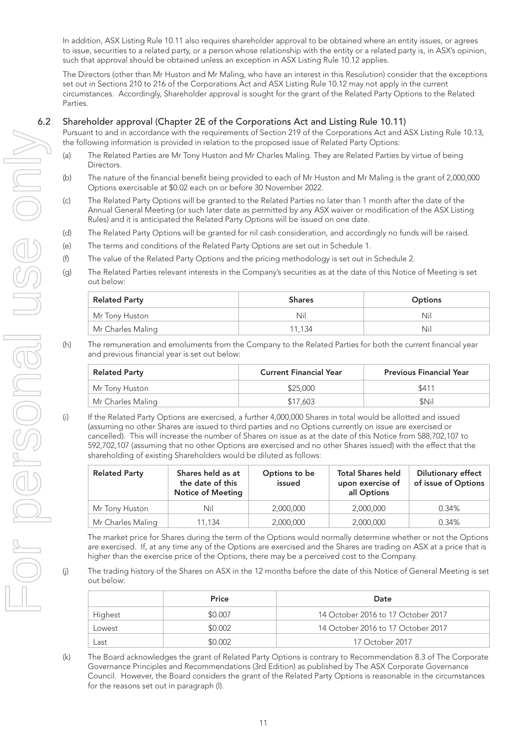In addition, ASX Listing Rule 10.11 also requires shareholder approval to be obtained where an entity issues, or agrees to issue, securities to a related party, or a person whose relationship with the entity or a related party is, in ASX's opinion, such that approval should be obtained unless an exception in ASX Listing Rule 10.12 applies.

The Directors (other than Mr Huston and Mr Maling, who have an interest in this Resolution) consider that the exceptions set out in Sections 210 to 216 of the Corporations Act and ASX Listing Rule 10.12 may not apply in the current circumstances. Accordingly, Shareholder approval is sought for the grant of the Related Party Options to the Related Parties.

## 6.2 Shareholder approval (Chapter 2E of the Corporations Act and Listing Rule 10.11)

Pursuant to and in accordance with the requirements of Section 219 of the Corporations Act and ASX Listing Rule 10.13, the following information is provided in relation to the proposed issue of Related Party Options:

(a) The Related Parties are Mr Tony Huston and Mr Charles Maling. They are Related Parties by virtue of being Directors.

(b) The nature of the financial benefit being provided to each of Mr Huston and Mr Maling is the grant of 2,000,000 Options exercisable at $0.02 each on or before 30 November 2022.

(c) The Related Party Options will be granted to the Related Parties no later than 1 month after the date of the Annual General Meeting (or such later date as permitted by any ASX waiver or modification of the ASX Listing Rules) and it is anticipated the Related Party Options will be issued on one date.

(d) The Related Party Options will be granted for nil cash consideration, and accordingly no funds will be raised.

(e) The terms and conditions of the Related Party Options are set out in Schedule 1.

(f) The value of the Related Party Options and the pricing methodology is set out in Schedule 2.

(g) The Related Parties relevant interests in the Company's securities as at the date of this Notice of Meeting is set out below:

| Related Party | Shares | Options |
|---|---|---|
| Mr Tony Huston | Nil | Nil |
| Mr Charles Maling | 11,134 | Nil |

(h) The remuneration and emoluments from the Company to the Related Parties for both the current financial year and previous financial year is set out below:

| Related Party | Current Financial Year | Previous Financial Year |
|---|---|---|
| Mr Tony Huston | $25,000 | $411 |
| Mr Charles Maling | $17,603 | $Nil |

(i) If the Related Party Options are exercised, a further 4,000,000 Shares in total would be allotted and issued (assuming no other Shares are issued to third parties and no Options currently on issue are exercised or cancelled). This will increase the number of Shares on issue as at the date of this Notice from 588,702,107 to 592,702,107 (assuming that no other Options are exercised and no other Shares issued) with the effect that the shareholding of existing Shareholders would be diluted as follows:

| Related Party | Shares held as at the date of this Notice of Meeting | Options to be issued | Total Shares held upon exercise of all Options | Dilutionary effect of issue of Options |
|---|---|---|---|---|
| Mr Tony Huston | Nil | 2,000,000 | 2,000,000 | 0.34% |
| Mr Charles Maling | 11,134 | 2,000,000 | 2,000,000 | 0.34% |

The market price for Shares during the term of the Options would normally determine whether or not the Options are exercised. If, at any time any of the Options are exercised and the Shares are trading on ASX at a price that is higher than the exercise price of the Options, there may be a perceived cost to the Company.

(j) The trading history of the Shares on ASX in the 12 months before the date of this Notice of General Meeting is set out below:

| | Price | Date |
|---|---|---|
| Highest | $0.007 | 14 October 2016 to 17 October 2017 |
| Lowest | $0.002 | 14 October 2016 to 17 October 2017 |
| Last | $0.002 | 17 October 2017 |

(k) The Board acknowledges the grant of Related Party Options is contrary to Recommendation 8.3 of The Corporate Governance Principles and Recommendations (3rd Edition) as published by The ASX Corporate Governance Council. However, the Board considers the grant of the Related Party Options is reasonable in the circumstances for the reasons set out in paragraph (l).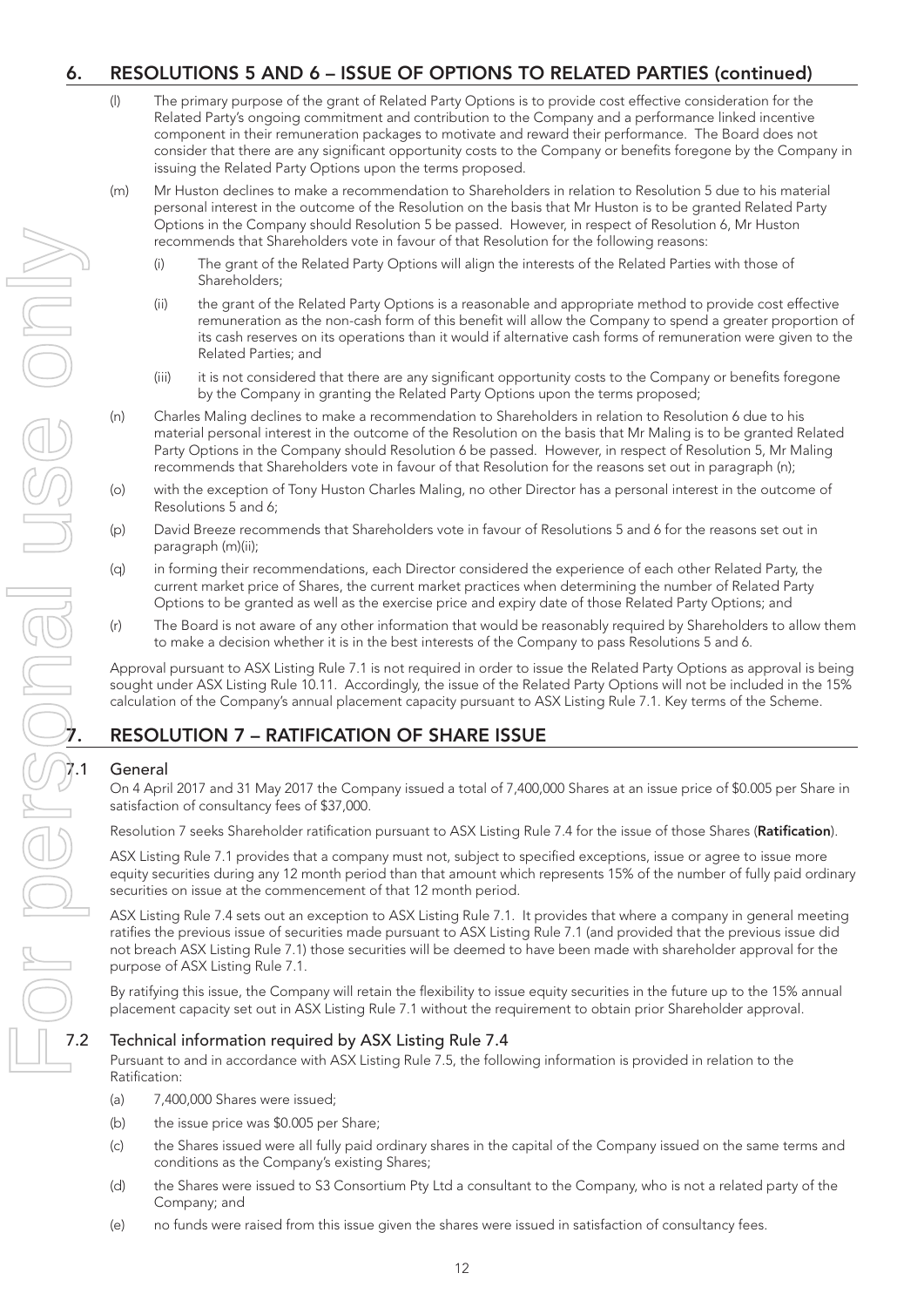## 6. RESOLUTIONS 5 AND 6 – ISSUE OF OPTIONS TO RELATED PARTIES (continued)

(l) The primary purpose of the grant of Related Party Options is to provide cost effective consideration for the Related Party's ongoing commitment and contribution to the Company and a performance linked incentive component in their remuneration packages to motivate and reward their performance. The Board does not consider that there are any significant opportunity costs to the Company or benefits foregone by the Company in issuing the Related Party Options upon the terms proposed.

(m) Mr Huston declines to make a recommendation to Shareholders in relation to Resolution 5 due to his material personal interest in the outcome of the Resolution on the basis that Mr Huston is to be granted Related Party Options in the Company should Resolution 5 be passed. However, in respect of Resolution 6, Mr Huston recommends that Shareholders vote in favour of that Resolution for the following reasons:

  (i) The grant of the Related Party Options will align the interests of the Related Parties with those of Shareholders;

  (ii) the grant of the Related Party Options is a reasonable and appropriate method to provide cost effective remuneration as the non-cash form of this benefit will allow the Company to spend a greater proportion of its cash reserves on its operations than it would if alternative cash forms of remuneration were given to the Related Parties; and

  (iii) it is not considered that there are any significant opportunity costs to the Company or benefits foregone by the Company in granting the Related Party Options upon the terms proposed;

(n) Charles Maling declines to make a recommendation to Shareholders in relation to Resolution 6 due to his material personal interest in the outcome of the Resolution on the basis that Mr Maling is to be granted Related Party Options in the Company should Resolution 6 be passed. However, in respect of Resolution 5, Mr Maling recommends that Shareholders vote in favour of that Resolution for the reasons set out in paragraph (n);

(o) with the exception of Tony Huston Charles Maling, no other Director has a personal interest in the outcome of Resolutions 5 and 6;

(p) David Breeze recommends that Shareholders vote in favour of Resolutions 5 and 6 for the reasons set out in paragraph (m)(ii);

(q) in forming their recommendations, each Director considered the experience of each other Related Party, the current market price of Shares, the current market practices when determining the number of Related Party Options to be granted as well as the exercise price and expiry date of those Related Party Options; and

(r) The Board is not aware of any other information that would be reasonably required by Shareholders to allow them to make a decision whether it is in the best interests of the Company to pass Resolutions 5 and 6.

Approval pursuant to ASX Listing Rule 7.1 is not required in order to issue the Related Party Options as approval is being sought under ASX Listing Rule 10.11. Accordingly, the issue of the Related Party Options will not be included in the 15% calculation of the Company's annual placement capacity pursuant to ASX Listing Rule 7.1. Key terms of the Scheme.

## 7. RESOLUTION 7 – RATIFICATION OF SHARE ISSUE

### 7.1 General

On 4 April 2017 and 31 May 2017 the Company issued a total of 7,400,000 Shares at an issue price of $0.005 per Share in satisfaction of consultancy fees of $37,000.

Resolution 7 seeks Shareholder ratification pursuant to ASX Listing Rule 7.4 for the issue of those Shares (**Ratification**).

ASX Listing Rule 7.1 provides that a company must not, subject to specified exceptions, issue or agree to issue more equity securities during any 12 month period than that amount which represents 15% of the number of fully paid ordinary securities on issue at the commencement of that 12 month period.

ASX Listing Rule 7.4 sets out an exception to ASX Listing Rule 7.1. It provides that where a company in general meeting ratifies the previous issue of securities made pursuant to ASX Listing Rule 7.1 (and provided that the previous issue did not breach ASX Listing Rule 7.1) those securities will be deemed to have been made with shareholder approval for the purpose of ASX Listing Rule 7.1.

By ratifying this issue, the Company will retain the flexibility to issue equity securities in the future up to the 15% annual placement capacity set out in ASX Listing Rule 7.1 without the requirement to obtain prior Shareholder approval.

### 7.2 Technical information required by ASX Listing Rule 7.4

Pursuant to and in accordance with ASX Listing Rule 7.5, the following information is provided in relation to the Ratification:

(a) 7,400,000 Shares were issued;

(b) the issue price was $0.005 per Share;

(c) the Shares issued were all fully paid ordinary shares in the capital of the Company issued on the same terms and conditions as the Company's existing Shares;

(d) the Shares were issued to S3 Consortium Pty Ltd a consultant to the Company, who is not a related party of the Company; and

(e) no funds were raised from this issue given the shares were issued in satisfaction of consultancy fees.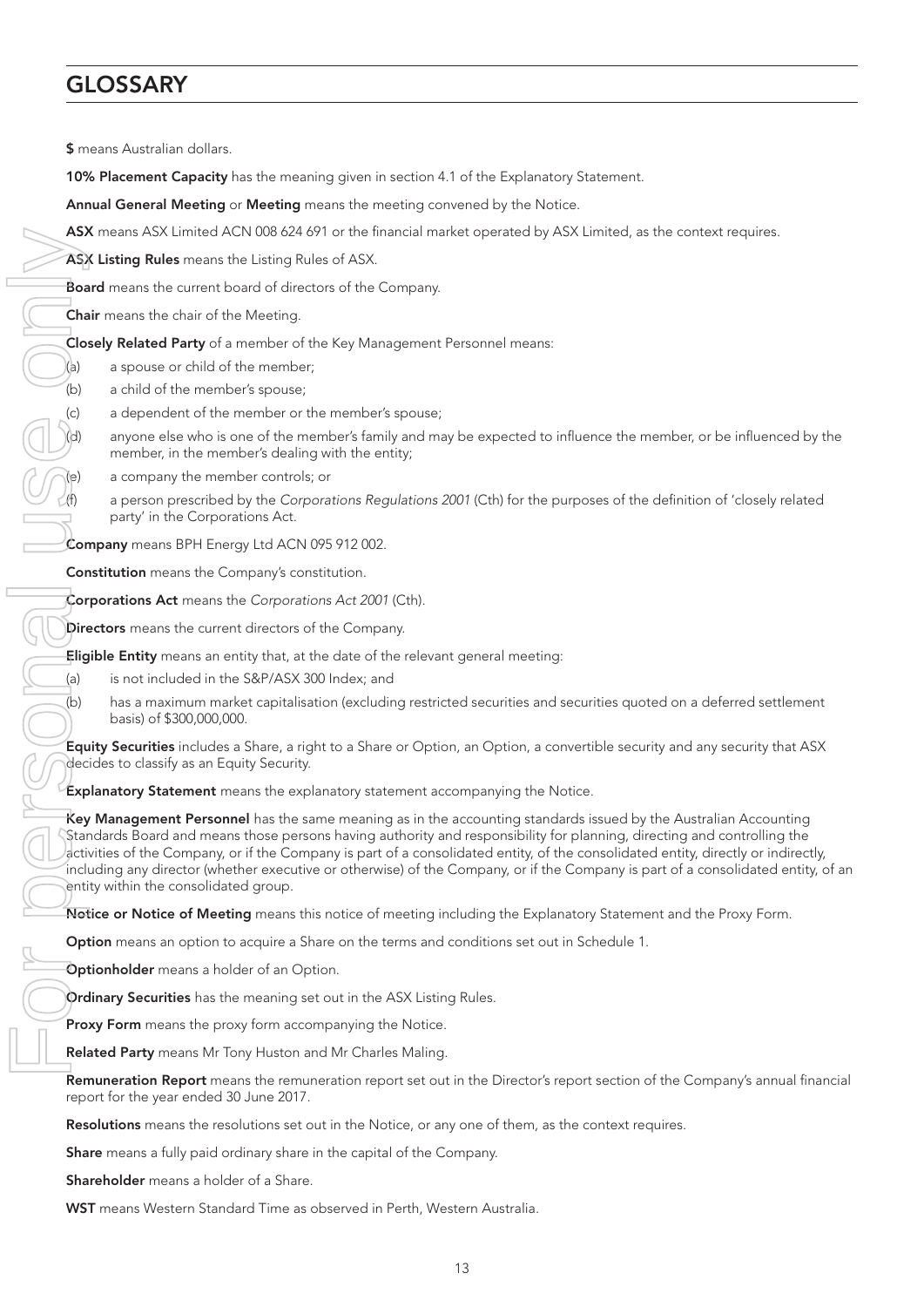# GLOSSARY

**$** means Australian dollars.

**10% Placement Capacity** has the meaning given in section 4.1 of the Explanatory Statement.

**Annual General Meeting** or **Meeting** means the meeting convened by the Notice.

**ASX** means ASX Limited ACN 008 624 691 or the financial market operated by ASX Limited, as the context requires.

**ASX Listing Rules** means the Listing Rules of ASX.

**Board** means the current board of directors of the Company.

**Chair** means the chair of the Meeting.

**Closely Related Party** of a member of the Key Management Personnel means:

(a) a spouse or child of the member;

(b) a child of the member's spouse;

(c) a dependent of the member or the member's spouse;

(d) anyone else who is one of the member's family and may be expected to influence the member, or be influenced by the member, in the member's dealing with the entity;

(e) a company the member controls; or

(f) a person prescribed by the *Corporations Regulations 2001* (Cth) for the purposes of the definition of 'closely related party' in the Corporations Act.

**Company** means BPH Energy Ltd ACN 095 912 002.

**Constitution** means the Company's constitution.

**Corporations Act** means the *Corporations Act 2001* (Cth).

**Directors** means the current directors of the Company.

**Eligible Entity** means an entity that, at the date of the relevant general meeting:

(a) is not included in the S&P/ASX 300 Index; and

(b) has a maximum market capitalisation (excluding restricted securities and securities quoted on a deferred settlement basis) of $300,000,000.

**Equity Securities** includes a Share, a right to a Share or Option, an Option, a convertible security and any security that ASX decides to classify as an Equity Security.

**Explanatory Statement** means the explanatory statement accompanying the Notice.

**Key Management Personnel** has the same meaning as in the accounting standards issued by the Australian Accounting Standards Board and means those persons having authority and responsibility for planning, directing and controlling the activities of the Company, or if the Company is part of a consolidated entity, of the consolidated entity, directly or indirectly, including any director (whether executive or otherwise) of the Company, or if the Company is part of a consolidated entity, of an entity within the consolidated group.

**Notice or Notice of Meeting** means this notice of meeting including the Explanatory Statement and the Proxy Form.

**Option** means an option to acquire a Share on the terms and conditions set out in Schedule 1.

**Optionholder** means a holder of an Option.

**Ordinary Securities** has the meaning set out in the ASX Listing Rules.

**Proxy Form** means the proxy form accompanying the Notice.

**Related Party** means Mr Tony Huston and Mr Charles Maling.

**Remuneration Report** means the remuneration report set out in the Director's report section of the Company's annual financial report for the year ended 30 June 2017.

**Resolutions** means the resolutions set out in the Notice, or any one of them, as the context requires.

**Share** means a fully paid ordinary share in the capital of the Company.

**Shareholder** means a holder of a Share.

**WST** means Western Standard Time as observed in Perth, Western Australia.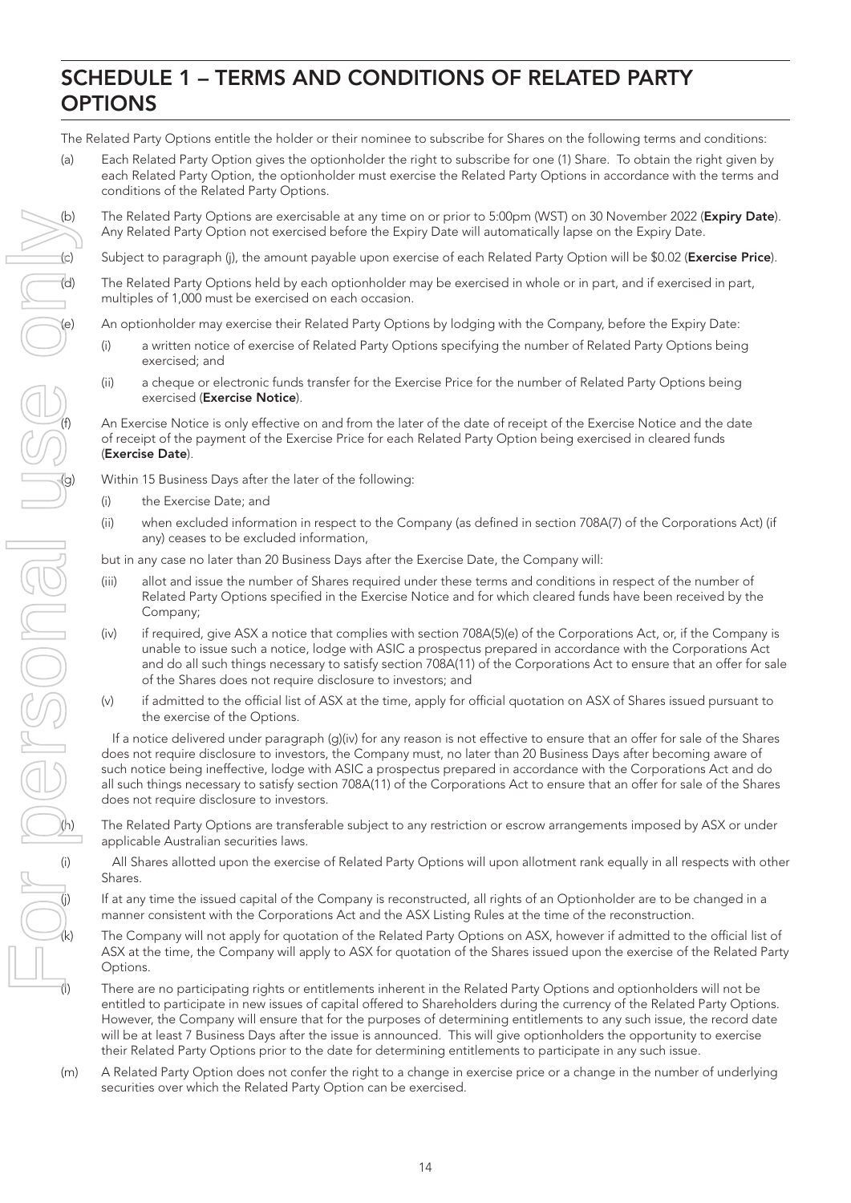# SCHEDULE 1 – TERMS AND CONDITIONS OF RELATED PARTY OPTIONS

The Related Party Options entitle the holder or their nominee to subscribe for Shares on the following terms and conditions:

(a) Each Related Party Option gives the optionholder the right to subscribe for one (1) Share. To obtain the right given by each Related Party Option, the optionholder must exercise the Related Party Options in accordance with the terms and conditions of the Related Party Options.

(b) The Related Party Options are exercisable at any time on or prior to 5:00pm (WST) on 30 November 2022 (**Expiry Date**). Any Related Party Option not exercised before the Expiry Date will automatically lapse on the Expiry Date.

(c) Subject to paragraph (j), the amount payable upon exercise of each Related Party Option will be $0.02 (**Exercise Price**).

(d) The Related Party Options held by each optionholder may be exercised in whole or in part, and if exercised in part, multiples of 1,000 must be exercised on each occasion.

(e) An optionholder may exercise their Related Party Options by lodging with the Company, before the Expiry Date:

   (i) a written notice of exercise of Related Party Options specifying the number of Related Party Options being exercised; and

   (ii) a cheque or electronic funds transfer for the Exercise Price for the number of Related Party Options being exercised (**Exercise Notice**).

(f) An Exercise Notice is only effective on and from the later of the date of receipt of the Exercise Notice and the date of receipt of the payment of the Exercise Price for each Related Party Option being exercised in cleared funds (**Exercise Date**).

(g) Within 15 Business Days after the later of the following:

   (i) the Exercise Date; and

   (ii) when excluded information in respect to the Company (as defined in section 708A(7) of the Corporations Act) (if any) ceases to be excluded information,

   but in any case no later than 20 Business Days after the Exercise Date, the Company will:

   (iii) allot and issue the number of Shares required under these terms and conditions in respect of the number of Related Party Options specified in the Exercise Notice and for which cleared funds have been received by the Company;

   (iv) if required, give ASX a notice that complies with section 708A(5)(e) of the Corporations Act, or, if the Company is unable to issue such a notice, lodge with ASIC a prospectus prepared in accordance with the Corporations Act and do all such things necessary to satisfy section 708A(11) of the Corporations Act to ensure that an offer for sale of the Shares does not require disclosure to investors; and

   (v) if admitted to the official list of ASX at the time, apply for official quotation on ASX of Shares issued pursuant to the exercise of the Options.

   If a notice delivered under paragraph (g)(iv) for any reason is not effective to ensure that an offer for sale of the Shares does not require disclosure to investors, the Company must, no later than 20 Business Days after becoming aware of such notice being ineffective, lodge with ASIC a prospectus prepared in accordance with the Corporations Act and do all such things necessary to satisfy section 708A(11) of the Corporations Act to ensure that an offer for sale of the Shares does not require disclosure to investors.

(h) The Related Party Options are transferable subject to any restriction or escrow arrangements imposed by ASX or under applicable Australian securities laws.

(i) All Shares allotted upon the exercise of Related Party Options will upon allotment rank equally in all respects with other Shares.

(j) If at any time the issued capital of the Company is reconstructed, all rights of an Optionholder are to be changed in a manner consistent with the Corporations Act and the ASX Listing Rules at the time of the reconstruction.

(k) The Company will not apply for quotation of the Related Party Options on ASX, however if admitted to the official list of ASX at the time, the Company will apply to ASX for quotation of the Shares issued upon the exercise of the Related Party Options.

(l) There are no participating rights or entitlements inherent in the Related Party Options and optionholders will not be entitled to participate in new issues of capital offered to Shareholders during the currency of the Related Party Options. However, the Company will ensure that for the purposes of determining entitlements to any such issue, the record date will be at least 7 Business Days after the issue is announced. This will give optionholders the opportunity to exercise their Related Party Options prior to the date for determining entitlements to participate in any such issue.

(m) A Related Party Option does not confer the right to a change in exercise price or a change in the number of underlying securities over which the Related Party Option can be exercised.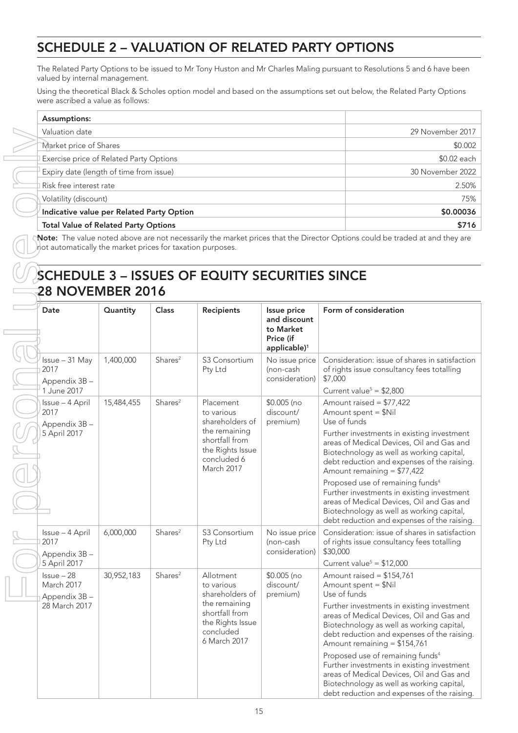## SCHEDULE 2 – VALUATION OF RELATED PARTY OPTIONS

The Related Party Options to be issued to Mr Tony Huston and Mr Charles Maling pursuant to Resolutions 5 and 6 have been valued by internal management.

Using the theoretical Black & Scholes option model and based on the assumptions set out below, the Related Party Options were ascribed a value as follows:

| **Assumptions:** | |
|---|---|
| Valuation date | 29 November 2017 |
| Market price of Shares | \$0.002 |
| Exercise price of Related Party Options | \$0.02 each |
| Expiry date (length of time from issue) | 30 November 2022 |
| Risk free interest rate | 2.50% |
| Volatility (discount) | 75% |
| **Indicative value per Related Party Option** | **\$0.00036** |
| **Total Value of Related Party Options** | **\$716** |

**Note:** The value noted above are not necessarily the market prices that the Director Options could be traded at and they are not automatically the market prices for taxation purposes.

## SCHEDULE 3 – ISSUES OF EQUITY SECURITIES SINCE 28 NOVEMBER 2016

| Date | Quantity | Class | Recipients | Issue price and discount to Market Price (if applicable)[1] | Form of consideration |
|---|---|---|---|---|---|
| Issue – 31 May 2017<br>Appendix 3B – 1 June 2017 | 1,400,000 | Shares[2] | S3 Consortium Pty Ltd | No issue price (non-cash consideration) | Consideration: issue of shares in satisfaction of rights issue consultancy fees totalling \$7,000<br>Current value[5] = \$2,800 |
| Issue – 4 April 2017<br>Appendix 3B – 5 April 2017 | 15,484,455 | Shares[2] | Placement to various shareholders of the remaining shortfall from the Rights Issue concluded 6 March 2017 | \$0.005 (no discount/ premium) | Amount raised = \$77,422<br>Amount spent = \$Nil<br>Use of funds<br>Further investments in existing investment areas of Medical Devices, Oil and Gas and Biotechnology as well as working capital, debt reduction and expenses of the raising.<br>Amount remaining = \$77,422<br>Proposed use of remaining funds[4]<br>Further investments in existing investment areas of Medical Devices, Oil and Gas and Biotechnology as well as working capital, debt reduction and expenses of the raising. |
| Issue – 4 April 2017<br>Appendix 3B – 5 April 2017 | 6,000,000 | Shares[2] | S3 Consortium Pty Ltd | No issue price (non-cash consideration) | Consideration: issue of shares in satisfaction of rights issue consultancy fees totalling \$30,000<br>Current value[5] = \$12,000 |
| Issue – 28 March 2017<br>Appendix 3B – 28 March 2017 | 30,952,183 | Shares[2] | Allotment to various shareholders of the remaining shortfall from the Rights Issue concluded 6 March 2017 | \$0.005 (no discount/ premium) | Amount raised = \$154,761<br>Amount spent = \$Nil<br>Use of funds<br>Further investments in existing investment areas of Medical Devices, Oil and Gas and Biotechnology as well as working capital, debt reduction and expenses of the raising.<br>Amount remaining = \$154,761<br>Proposed use of remaining funds[4]<br>Further investments in existing investment areas of Medical Devices, Oil and Gas and Biotechnology as well as working capital, debt reduction and expenses of the raising. |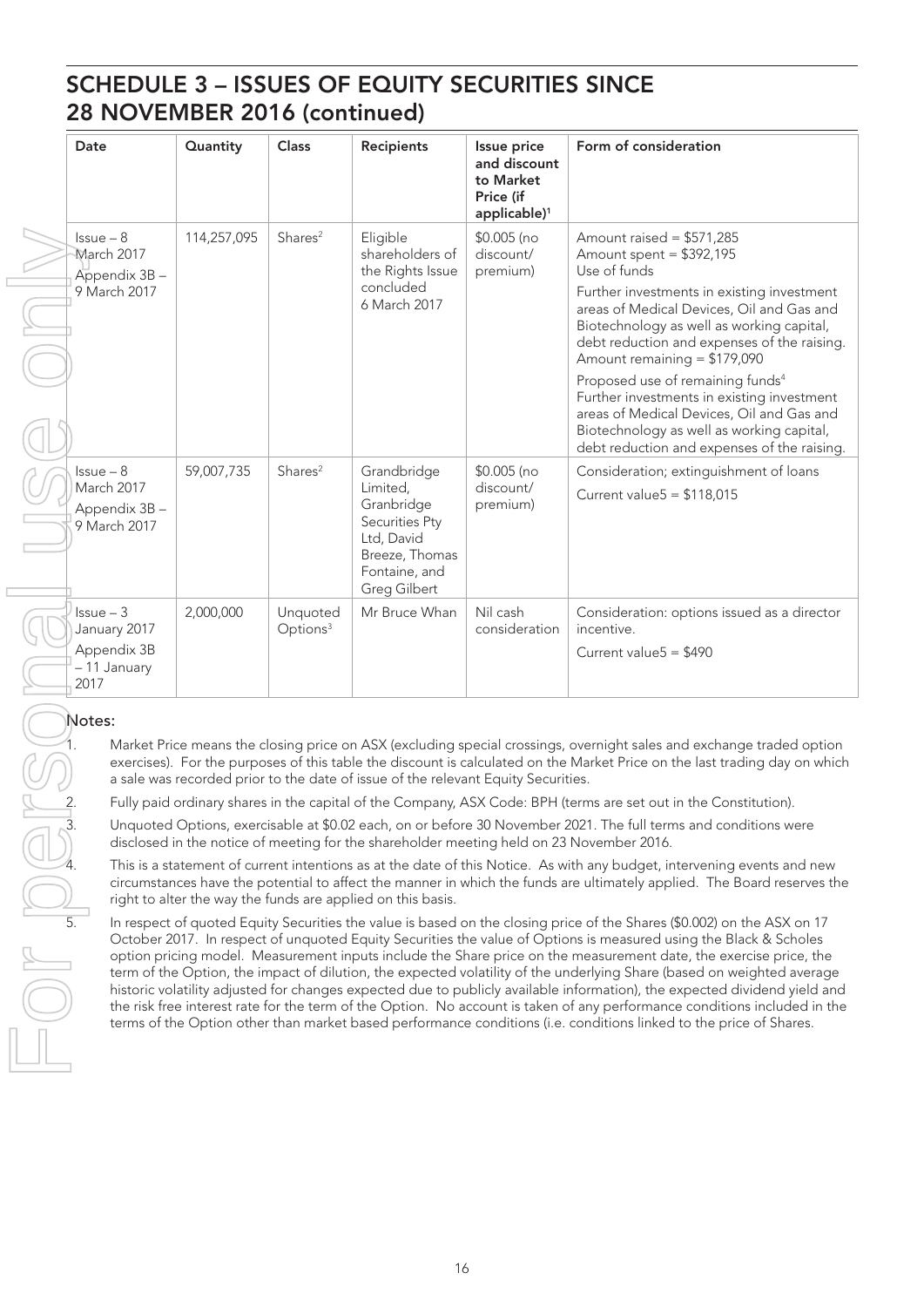## SCHEDULE 3 – ISSUES OF EQUITY SECURITIES SINCE 28 NOVEMBER 2016 (continued)

| Date | Quantity | Class | Recipients | Issue price and discount to Market Price (if applicable)[1] | Form of consideration |
|---|---|---|---|---|---|
| Issue – 8 March 2017<br>Appendix 3B – 9 March 2017 | 114,257,095 | Shares[2] | Eligible shareholders of the Rights Issue concluded 6 March 2017 | $0.005 (no discount/ premium) | Amount raised = $571,285<br>Amount spent = $392,195<br>Use of funds<br>Further investments in existing investment areas of Medical Devices, Oil and Gas and Biotechnology as well as working capital, debt reduction and expenses of the raising.<br>Amount remaining = $179,090<br>Proposed use of remaining funds[4]<br>Further investments in existing investment areas of Medical Devices, Oil and Gas and Biotechnology as well as working capital, debt reduction and expenses of the raising. |
| Issue – 8 March 2017<br>Appendix 3B – 9 March 2017 | 59,007,735 | Shares[2] | Grandbridge Limited, Granbridge Securities Pty Ltd, David Breeze, Thomas Fontaine, and Greg Gilbert | $0.005 (no discount/ premium) | Consideration; extinguishment of loans<br>Current value5 = $118,015 |
| Issue – 3 January 2017<br>Appendix 3B – 11 January 2017 | 2,000,000 | Unquoted Options[3] | Mr Bruce Whan | Nil cash consideration | Consideration: options issued as a director incentive.<br>Current value5 = $490 |

**Notes:**

1. Market Price means the closing price on ASX (excluding special crossings, overnight sales and exchange traded option exercises). For the purposes of this table the discount is calculated on the Market Price on the last trading day on which a sale was recorded prior to the date of issue of the relevant Equity Securities.
2. Fully paid ordinary shares in the capital of the Company, ASX Code: BPH (terms are set out in the Constitution).
3. Unquoted Options, exercisable at $0.02 each, on or before 30 November 2021. The full terms and conditions were disclosed in the notice of meeting for the shareholder meeting held on 23 November 2016.
4. This is a statement of current intentions as at the date of this Notice. As with any budget, intervening events and new circumstances have the potential to affect the manner in which the funds are ultimately applied. The Board reserves the right to alter the way the funds are applied on this basis.
5. In respect of quoted Equity Securities the value is based on the closing price of the Shares ($0.002) on the ASX on 17 October 2017. In respect of unquoted Equity Securities the value of Options is measured using the Black & Scholes option pricing model. Measurement inputs include the Share price on the measurement date, the exercise price, the term of the Option, the impact of dilution, the expected volatility of the underlying Share (based on weighted average historic volatility adjusted for changes expected due to publicly available information), the expected dividend yield and the risk free interest rate for the term of the Option. No account is taken of any performance conditions included in the terms of the Option other than market based performance conditions (i.e. conditions linked to the price of Shares.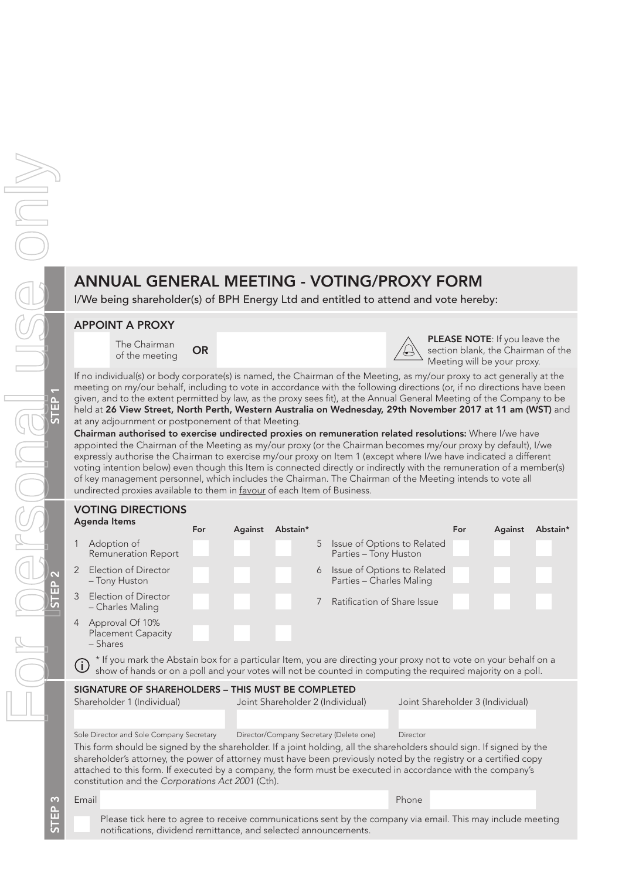For personal use only

# ANNUAL GENERAL MEETING - VOTING/PROXY FORM

I/We being shareholder(s) of BPH Energy Ltd and entitled to attend and vote hereby:

## STEP 1

### APPOINT A PROXY

The Chairman of the meeting **OR**

**PLEASE NOTE**: If you leave the section blank, the Chairman of the Meeting will be your proxy.

If no individual(s) or body corporate(s) is named, the Chairman of the Meeting, as my/our proxy to act generally at the meeting on my/our behalf, including to vote in accordance with the following directions (or, if no directions have been given, and to the extent permitted by law, as the proxy sees fit), at the Annual General Meeting of the Company to be held at **26 View Street, North Perth, Western Australia on Wednesday, 29th November 2017 at 11 am (WST)** and at any adjournment or postponement of that Meeting.

**Chairman authorised to exercise undirected proxies on remuneration related resolutions:** Where I/we have appointed the Chairman of the Meeting as my/our proxy (or the Chairman becomes my/our proxy by default), I/we expressly authorise the Chairman to exercise my/our proxy on Item 1 (except where I/we have indicated a different voting intention below) even though this Item is connected directly or indirectly with the remuneration of a member(s) of key management personnel, which includes the Chairman. The Chairman of the Meeting intends to vote all undirected proxies available to them in favour of each Item of Business.

## STEP 2

### VOTING DIRECTIONS

| Agenda Items | For | Against | Abstain* |
|---|---|---|---|
| 1 Adoption of Remuneration Report | | | |
| 2 Election of Director – Tony Huston | | | |
| 3 Election of Director – Charles Maling | | | |
| 4 Approval Of 10% Placement Capacity – Shares | | | |
| 5 Issue of Options to Related Parties – Tony Huston | | | |
| 6 Issue of Options to Related Parties – Charles Maling | | | |
| 7 Ratification of Share Issue | | | |

\* If you mark the Abstain box for a particular Item, you are directing your proxy not to vote on your behalf on a show of hands or on a poll and your votes will not be counted in computing the required majority on a poll.

## STEP 3

### SIGNATURE OF SHAREHOLDERS – THIS MUST BE COMPLETED

| Shareholder 1 (Individual) | Joint Shareholder 2 (Individual) | Joint Shareholder 3 (Individual) |
|---|---|---|
| | | |
| Sole Director and Sole Company Secretary | Director/Company Secretary (Delete one) | Director |

This form should be signed by the shareholder. If a joint holding, all the shareholders should sign. If signed by the shareholder's attorney, the power of attorney must have been previously noted by the registry or a certified copy attached to this form. If executed by a company, the form must be executed in accordance with the company's constitution and the *Corporations Act 2001* (Cth).

Email ______________________ Phone ______________________

Please tick here to agree to receive communications sent by the company via email. This may include meeting notifications, dividend remittance, and selected announcements.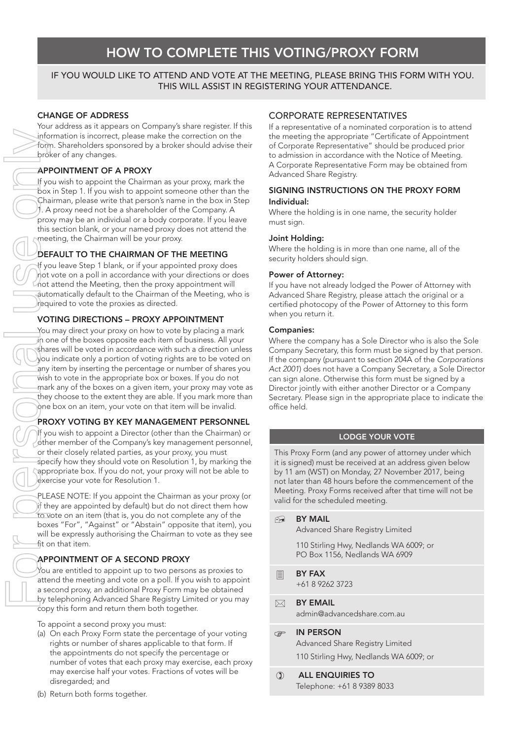# HOW TO COMPLETE THIS VOTING/PROXY FORM

IF YOU WOULD LIKE TO ATTEND AND VOTE AT THE MEETING, PLEASE BRING THIS FORM WITH YOU. THIS WILL ASSIST IN REGISTERING YOUR ATTENDANCE.

### CHANGE OF ADDRESS

Your address as it appears on Company's share register. If this information is incorrect, please make the correction on the form. Shareholders sponsored by a broker should advise their broker of any changes.

### APPOINTMENT OF A PROXY

If you wish to appoint the Chairman as your proxy, mark the box in Step 1. If you wish to appoint someone other than the Chairman, please write that person's name in the box in Step 1. A proxy need not be a shareholder of the Company. A proxy may be an individual or a body corporate. If you leave this section blank, or your named proxy does not attend the meeting, the Chairman will be your proxy.

### DEFAULT TO THE CHAIRMAN OF THE MEETING

If you leave Step 1 blank, or if your appointed proxy does not vote on a poll in accordance with your directions or does not attend the Meeting, then the proxy appointment will automatically default to the Chairman of the Meeting, who is required to vote the proxies as directed.

### VOTING DIRECTIONS – PROXY APPOINTMENT

You may direct your proxy on how to vote by placing a mark in one of the boxes opposite each item of business. All your shares will be voted in accordance with such a direction unless you indicate only a portion of voting rights are to be voted on any item by inserting the percentage or number of shares you wish to vote in the appropriate box or boxes. If you do not mark any of the boxes on a given item, your proxy may vote as they choose to the extent they are able. If you mark more than one box on an item, your vote on that item will be invalid.

### PROXY VOTING BY KEY MANAGEMENT PERSONNEL

If you wish to appoint a Director (other than the Chairman) or other member of the Company's key management personnel, or their closely related parties, as your proxy, you must specify how they should vote on Resolution 1, by marking the appropriate box. If you do not, your proxy will not be able to exercise your vote for Resolution 1.

PLEASE NOTE: If you appoint the Chairman as your proxy (or if they are appointed by default) but do not direct them how to vote on an item (that is, you do not complete any of the boxes "For", "Against" or "Abstain" opposite that item), you will be expressly authorising the Chairman to vote as they see fit on that item.

### APPOINTMENT OF A SECOND PROXY

You are entitled to appoint up to two persons as proxies to attend the meeting and vote on a poll. If you wish to appoint a second proxy, an additional Proxy Form may be obtained by telephoning Advanced Share Registry Limited or you may copy this form and return them both together.

To appoint a second proxy you must:

(a) On each Proxy Form state the percentage of your voting rights or number of shares applicable to that form. If the appointments do not specify the percentage or number of votes that each proxy may exercise, each proxy may exercise half your votes. Fractions of votes will be disregarded; and

(b) Return both forms together.

### CORPORATE REPRESENTATIVES

If a representative of a nominated corporation is to attend the meeting the appropriate "Certificate of Appointment of Corporate Representative" should be produced prior to admission in accordance with the Notice of Meeting. A Corporate Representative Form may be obtained from Advanced Share Registry.

### SIGNING INSTRUCTIONS ON THE PROXY FORM

**Individual:**

Where the holding is in one name, the security holder must sign.

**Joint Holding:**

Where the holding is in more than one name, all of the security holders should sign.

**Power of Attorney:**

If you have not already lodged the Power of Attorney with Advanced Share Registry, please attach the original or a certified photocopy of the Power of Attorney to this form when you return it.

**Companies:**

Where the company has a Sole Director who is also the Sole Company Secretary, this form must be signed by that person. If the company (pursuant to section 204A of the *Corporations Act 2001*) does not have a Company Secretary, a Sole Director can sign alone. Otherwise this form must be signed by a Director jointly with either another Director or a Company Secretary. Please sign in the appropriate place to indicate the office held.

### LODGE YOUR VOTE

This Proxy Form (and any power of attorney under which it is signed) must be received at an address given below by 11 am (WST) on Monday, 27 November 2017, being not later than 48 hours before the commencement of the Meeting. Proxy Forms received after that time will not be valid for the scheduled meeting.

**BY MAIL**
Advanced Share Registry Limited

110 Stirling Hwy, Nedlands WA 6009; or
PO Box 1156, Nedlands WA 6909

**BY FAX**
+61 8 9262 3723

**BY EMAIL**
admin@advancedshare.com.au

**IN PERSON**
Advanced Share Registry Limited
110 Stirling Hwy, Nedlands WA 6009; or

**ALL ENQUIRIES TO**
Telephone: +61 8 9389 8033